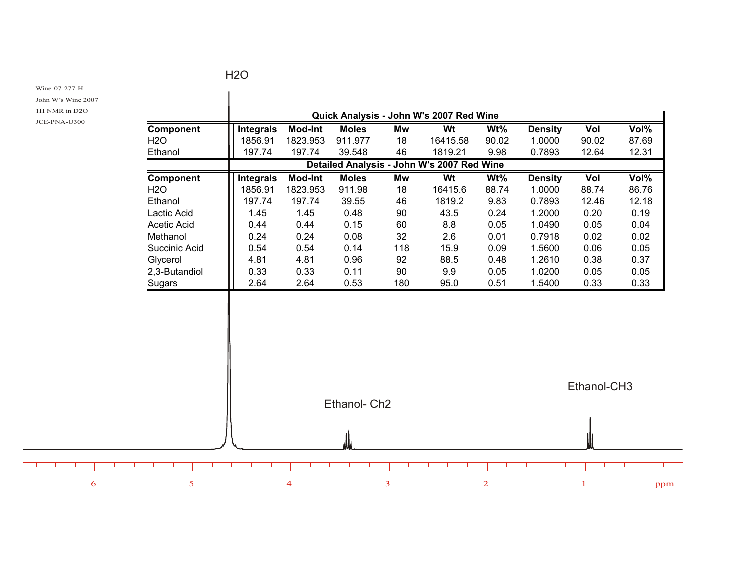Wine-07-277-H

John W's Wine 2007

1H NMR in D2O

JCE-PNA-U300

H2O

**Quick Analysis - John W's 2007 Red Wine**

| Component | Integrals | Mod-Int | Moles | Mw | Wt | Wt% | Density | Vol | Vol% |
|---|---|---|---|---|---|---|---|---|---|
| H2O | 1856.91 | 1823.953 | 911.977 | 18 | 16415.58 | 90.02 | 1.0000 | 90.02 | 87.69 |
| Ethanol | 197.74 | 197.74 | 39.548 | 46 | 1819.21 | 9.98 | 0.7893 | 12.64 | 12.31 |

**Detailed Analysis - John W's 2007 Red Wine**

| Component | Integrals | Mod-Int | Moles | Mw | Wt | Wt% | Density | Vol | Vol% |
|---|---|---|---|---|---|---|---|---|---|
| H2O | 1856.91 | 1823.953 | 911.98 | 18 | 16415.6 | 88.74 | 1.0000 | 88.74 | 86.76 |
| Ethanol | 197.74 | 197.74 | 39.55 | 46 | 1819.2 | 9.83 | 0.7893 | 12.46 | 12.18 |
| Lactic Acid | 1.45 | 1.45 | 0.48 | 90 | 43.5 | 0.24 | 1.2000 | 0.20 | 0.19 |
| Acetic Acid | 0.44 | 0.44 | 0.15 | 60 | 8.8 | 0.05 | 1.0490 | 0.05 | 0.04 |
| Methanol | 0.24 | 0.24 | 0.08 | 32 | 2.6 | 0.01 | 0.7918 | 0.02 | 0.02 |
| Succinic Acid | 0.54 | 0.54 | 0.14 | 118 | 15.9 | 0.09 | 1.5600 | 0.06 | 0.05 |
| Glycerol | 4.81 | 4.81 | 0.96 | 92 | 88.5 | 0.48 | 1.2610 | 0.38 | 0.37 |
| 2,3-Butandiol | 0.33 | 0.33 | 0.11 | 90 | 9.9 | 0.05 | 1.0200 | 0.05 | 0.05 |
| Sugars | 2.64 | 2.64 | 0.53 | 180 | 95.0 | 0.51 | 1.5400 | 0.33 | 0.33 |

Ethanol- Ch2

Ethanol-CH3

6 5 4 3 2 1 ppm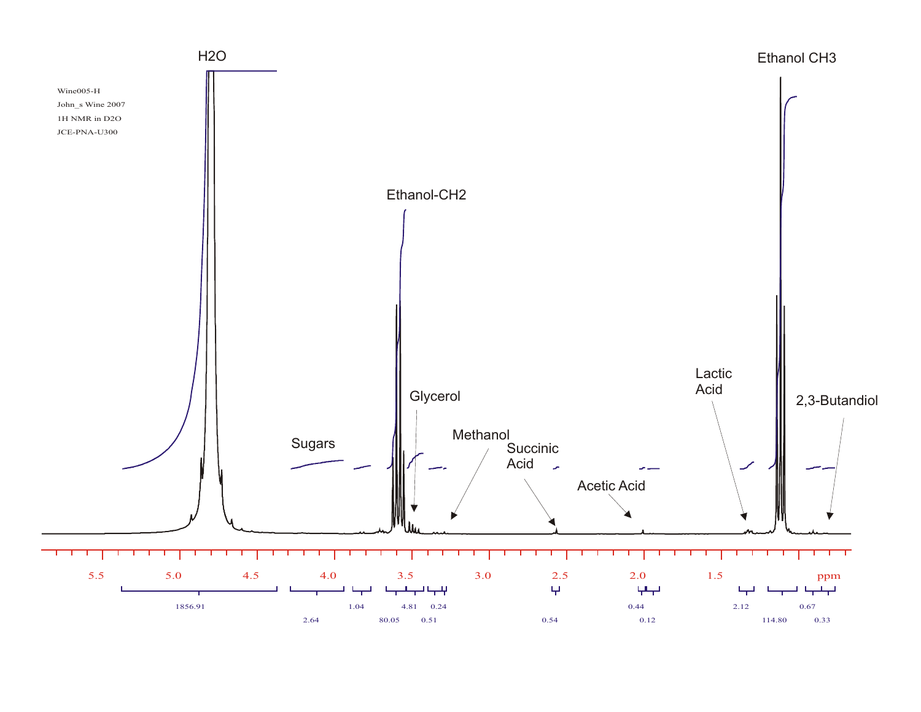Wine005-H
John_s Wine 2007
1H NMR in D2O
JCE-PNA-U300

H2O

Ethanol CH3

Ethanol-CH2

Glycerol

Sugars

Methanol

Succinic Acid

Acetic Acid

Lactic Acid

2,3-Butandiol

5.5 5.0 4.5 4.0 3.5 3.0 2.5 2.0 1.5 ppm

1856.91
2.64
1.04
80.05
4.81
0.51
0.24
0.54
0.44
0.12
2.12
114.80
0.67
0.33